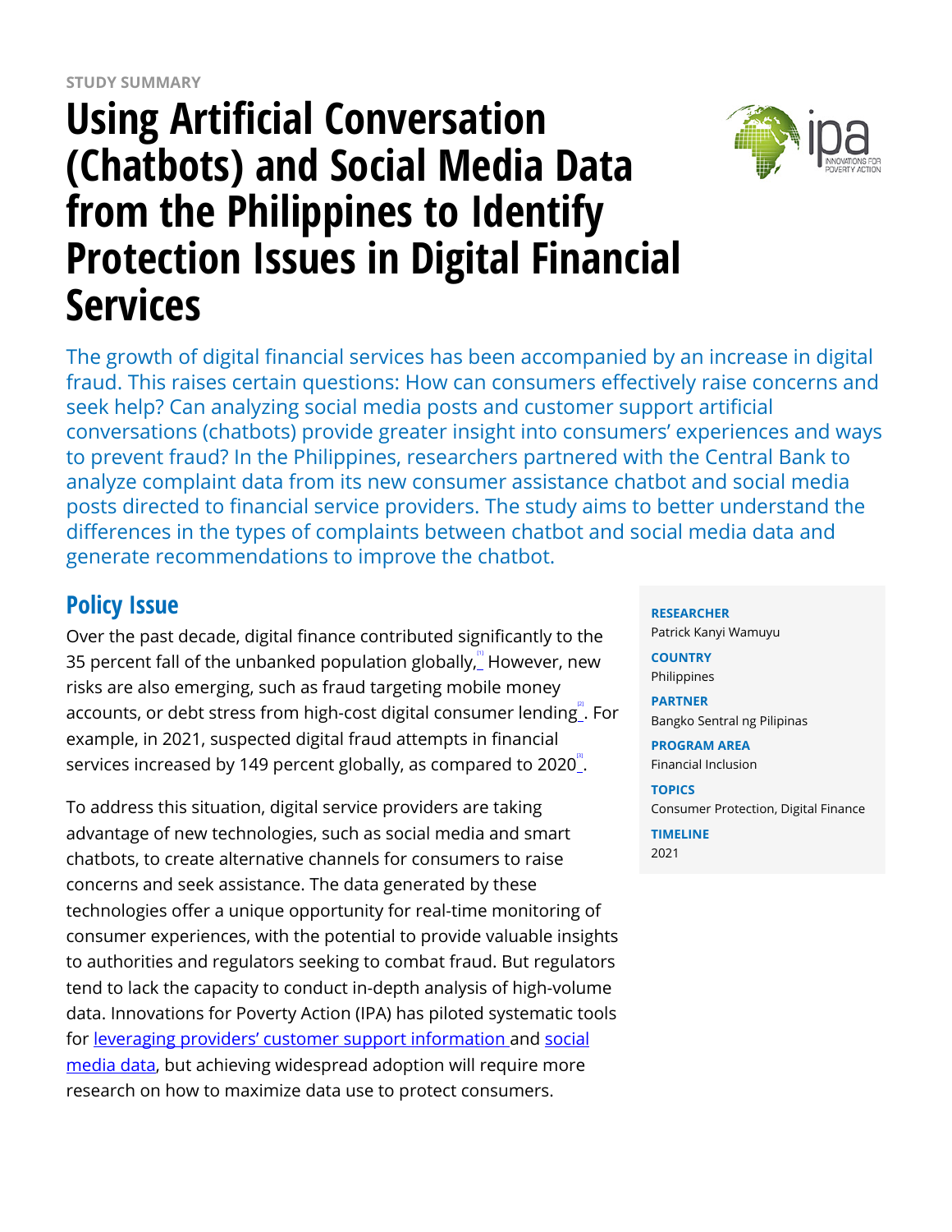STUDY SUMMARY

# Using Artificial Conversation (Chatbots) and Social Media Data from the Philippines to Identify Protection Issues in Digital Financial Services

The growth of digital financial services has been accompanied by an increase in digital fraud. This raises certain questions: How can consumers effectively raise concerns and seek help? Can analyzing social media posts and customer support artificial conversations (chatbots) provide greater insight into consumers' experiences and ways to prevent fraud? In the Philippines, researchers partnered with the Central Bank to analyze complaint data from its new consumer assistance chatbot and social media posts directed to financial service providers. The study aims to better understand the differences in the types of complaints between chatbot and social media data and generate recommendations to improve the chatbot.

**RESEARCHER**
Patrick Kanyi Wamuyu

**COUNTRY**
Philippines

**PARTNER**
Bangko Sentral ng Pilipinas

**PROGRAM AREA**
Financial Inclusion

**TOPICS**
Consumer Protection, Digital Finance

**TIMELINE**
2021

## Policy Issue

Over the past decade, digital finance contributed significantly to the 35 percent fall of the unbanked population globally,[1] However, new risks are also emerging, such as fraud targeting mobile money accounts, or debt stress from high-cost digital consumer lending[2]. For example, in 2021, suspected digital fraud attempts in financial services increased by 149 percent globally, as compared to 2020[3].

To address this situation, digital service providers are taking advantage of new technologies, such as social media and smart chatbots, to create alternative channels for consumers to raise concerns and seek assistance. The data generated by these technologies offer a unique opportunity for real-time monitoring of consumer experiences, with the potential to provide valuable insights to authorities and regulators seeking to combat fraud. But regulators tend to lack the capacity to conduct in-depth analysis of high-volume data. Innovations for Poverty Action (IPA) has piloted systematic tools for leveraging providers' customer support information and social media data, but achieving widespread adoption will require more research on how to maximize data use to protect consumers.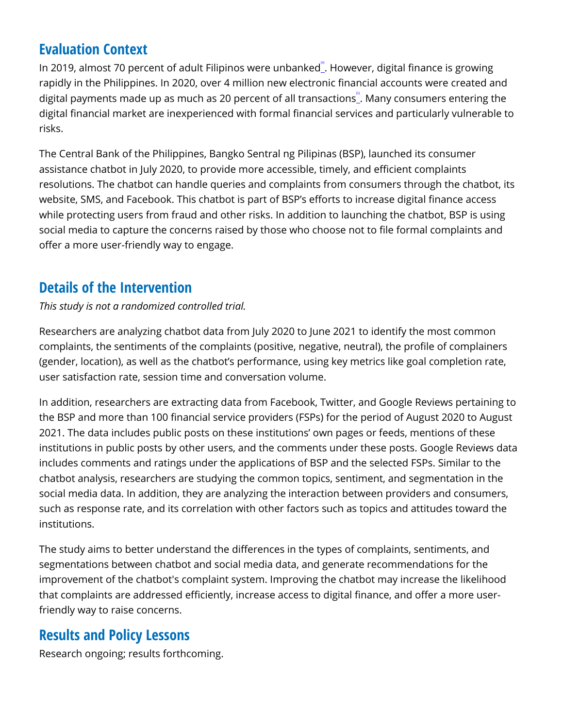## Evaluation Context

In 2019, almost 70 percent of adult Filipinos were unbanked[4]. However, digital finance is growing rapidly in the Philippines. In 2020, over 4 million new electronic financial accounts were created and digital payments made up as much as 20 percent of all transactions[5]. Many consumers entering the digital financial market are inexperienced with formal financial services and particularly vulnerable to risks.

The Central Bank of the Philippines, Bangko Sentral ng Pilipinas (BSP), launched its consumer assistance chatbot in July 2020, to provide more accessible, timely, and efficient complaints resolutions. The chatbot can handle queries and complaints from consumers through the chatbot, its website, SMS, and Facebook. This chatbot is part of BSP's efforts to increase digital finance access while protecting users from fraud and other risks. In addition to launching the chatbot, BSP is using social media to capture the concerns raised by those who choose not to file formal complaints and offer a more user-friendly way to engage.

## Details of the Intervention

*This study is not a randomized controlled trial.*

Researchers are analyzing chatbot data from July 2020 to June 2021 to identify the most common complaints, the sentiments of the complaints (positive, negative, neutral), the profile of complainers (gender, location), as well as the chatbot's performance, using key metrics like goal completion rate, user satisfaction rate, session time and conversation volume.

In addition, researchers are extracting data from Facebook, Twitter, and Google Reviews pertaining to the BSP and more than 100 financial service providers (FSPs) for the period of August 2020 to August 2021. The data includes public posts on these institutions' own pages or feeds, mentions of these institutions in public posts by other users, and the comments under these posts. Google Reviews data includes comments and ratings under the applications of BSP and the selected FSPs. Similar to the chatbot analysis, researchers are studying the common topics, sentiment, and segmentation in the social media data. In addition, they are analyzing the interaction between providers and consumers, such as response rate, and its correlation with other factors such as topics and attitudes toward the institutions.

The study aims to better understand the differences in the types of complaints, sentiments, and segmentations between chatbot and social media data, and generate recommendations for the improvement of the chatbot's complaint system. Improving the chatbot may increase the likelihood that complaints are addressed efficiently, increase access to digital finance, and offer a more user-friendly way to raise concerns.

## Results and Policy Lessons

Research ongoing; results forthcoming.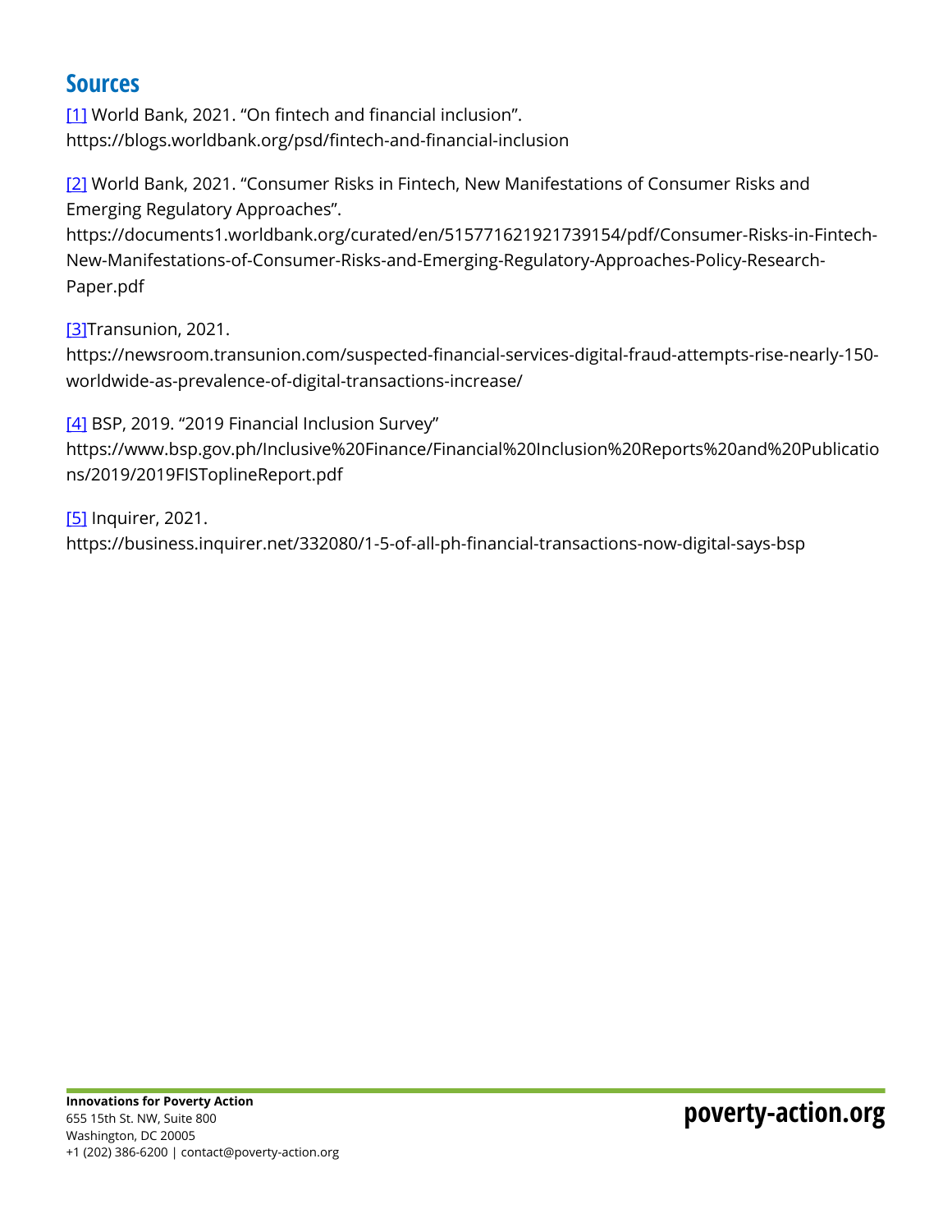## Sources

[1] World Bank, 2021. "On fintech and financial inclusion". https://blogs.worldbank.org/psd/fintech-and-financial-inclusion

[2] World Bank, 2021. "Consumer Risks in Fintech, New Manifestations of Consumer Risks and Emerging Regulatory Approaches". https://documents1.worldbank.org/curated/en/515771621921739154/pdf/Consumer-Risks-in-Fintech-New-Manifestations-of-Consumer-Risks-and-Emerging-Regulatory-Approaches-Policy-Research-Paper.pdf

[3]Transunion, 2021. https://newsroom.transunion.com/suspected-financial-services-digital-fraud-attempts-rise-nearly-150-worldwide-as-prevalence-of-digital-transactions-increase/

[4] BSP, 2019. "2019 Financial Inclusion Survey" https://www.bsp.gov.ph/Inclusive%20Finance/Financial%20Inclusion%20Reports%20and%20Publications/2019/2019FISToplineReport.pdf

[5] Inquirer, 2021. https://business.inquirer.net/332080/1-5-of-all-ph-financial-transactions-now-digital-says-bsp